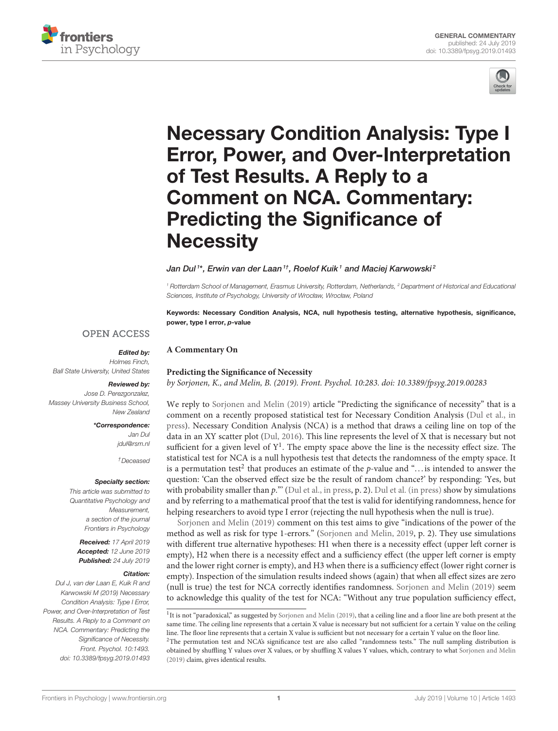GENERAL COMMENTARY
published: 24 July 2019
doi: 10.3389/fpsyg.2019.01493

# Necessary Condition Analysis: Type I Error, Power, and Over-Interpretation of Test Results. A Reply to a Comment on NCA. Commentary: Predicting the Significance of Necessity

*Jan Dul[1]\*, Erwin van der Laan[1†], Roelof Kuik[1] and Maciej Karwowski[2]*

[1] Rotterdam School of Management, Erasmus University, Rotterdam, Netherlands, [2] Department of Historical and Educational Sciences, Institute of Psychology, University of Wrocław, Wrocław, Poland

**Keywords: Necessary Condition Analysis, NCA, null hypothesis testing, alternative hypothesis, significance, power, type I error, *p*-value**

OPEN ACCESS

***Edited by:***
Holmes Finch,
Ball State University, United States

***Reviewed by:***
Jose D. Perezgonzalez,
Massey University Business School,
New Zealand

***\*Correspondence:***
Jan Dul
jdul@rsm.nl

*†Deceased*

***Specialty section:***
This article was submitted to
Quantitative Psychology and
Measurement,
a section of the journal
Frontiers in Psychology

***Received:*** 17 April 2019
***Accepted:*** 12 June 2019
***Published:*** 24 July 2019

***Citation:***
Dul J, van der Laan E, Kuik R and
Karwowski M (2019) Necessary
Condition Analysis: Type I Error,
Power, and Over-Interpretation of Test
Results. A Reply to a Comment on
NCA. Commentary: Predicting the
Significance of Necessity.
Front. Psychol. 10:1493.
doi: 10.3389/fpsyg.2019.01493

**A Commentary On**

**Predicting the Significance of Necessity**

*by Sorjonen, K., and Melin, B. (2019). Front. Psychol. 10:283. doi: 10.3389/fpsyg.2019.00283*

We reply to Sorjonen and Melin (2019) article "Predicting the significance of necessity" that is a comment on a recently proposed statistical test for Necessary Condition Analysis (Dul et al., in press). Necessary Condition Analysis (NCA) is a method that draws a ceiling line on top of the data in an XY scatter plot (Dul, 2016). This line represents the level of X that is necessary but not sufficient for a given level of Y[1]. The empty space above the line is the necessity effect size. The statistical test for NCA is a null hypothesis test that detects the randomness of the empty space. It is a permutation test[2] that produces an estimate of the *p*-value and "…is intended to answer the question: 'Can the observed effect size be the result of random chance?' by responding: 'Yes, but with probability smaller than *p*.'" (Dul et al., in press, p. 2). Dul et al. (in press) show by simulations and by referring to a mathematical proof that the test is valid for identifying randomness, hence for helping researchers to avoid type I error (rejecting the null hypothesis when the null is true).

Sorjonen and Melin (2019) comment on this test aims to give "indications of the power of the method as well as risk for type 1-errors." (Sorjonen and Melin, 2019, p. 2). They use simulations with different true alternative hypotheses: H1 when there is a necessity effect (upper left corner is empty), H2 when there is a necessity effect and a sufficiency effect (the upper left corner is empty and the lower right corner is empty), and H3 when there is a sufficiency effect (lower right corner is empty). Inspection of the simulation results indeed shows (again) that when all effect sizes are zero (null is true) the test for NCA correctly identifies randomness. Sorjonen and Melin (2019) seem to acknowledge this quality of the test for NCA: "Without any true population sufficiency effect,

[1] It is not "paradoxical," as suggested by Sorjonen and Melin (2019), that a ceiling line and a floor line are both present at the same time. The ceiling line represents that a certain X value is necessary but not sufficient for a certain Y value on the ceiling line. The floor line represents that a certain X value is sufficient but not necessary for a certain Y value on the floor line.

[2] The permutation test and NCA's significance test are also called "randomness tests." The null sampling distribution is obtained by shuffling Y values over X values, or by shuffling X values Y values, which, contrary to what Sorjonen and Melin (2019) claim, gives identical results.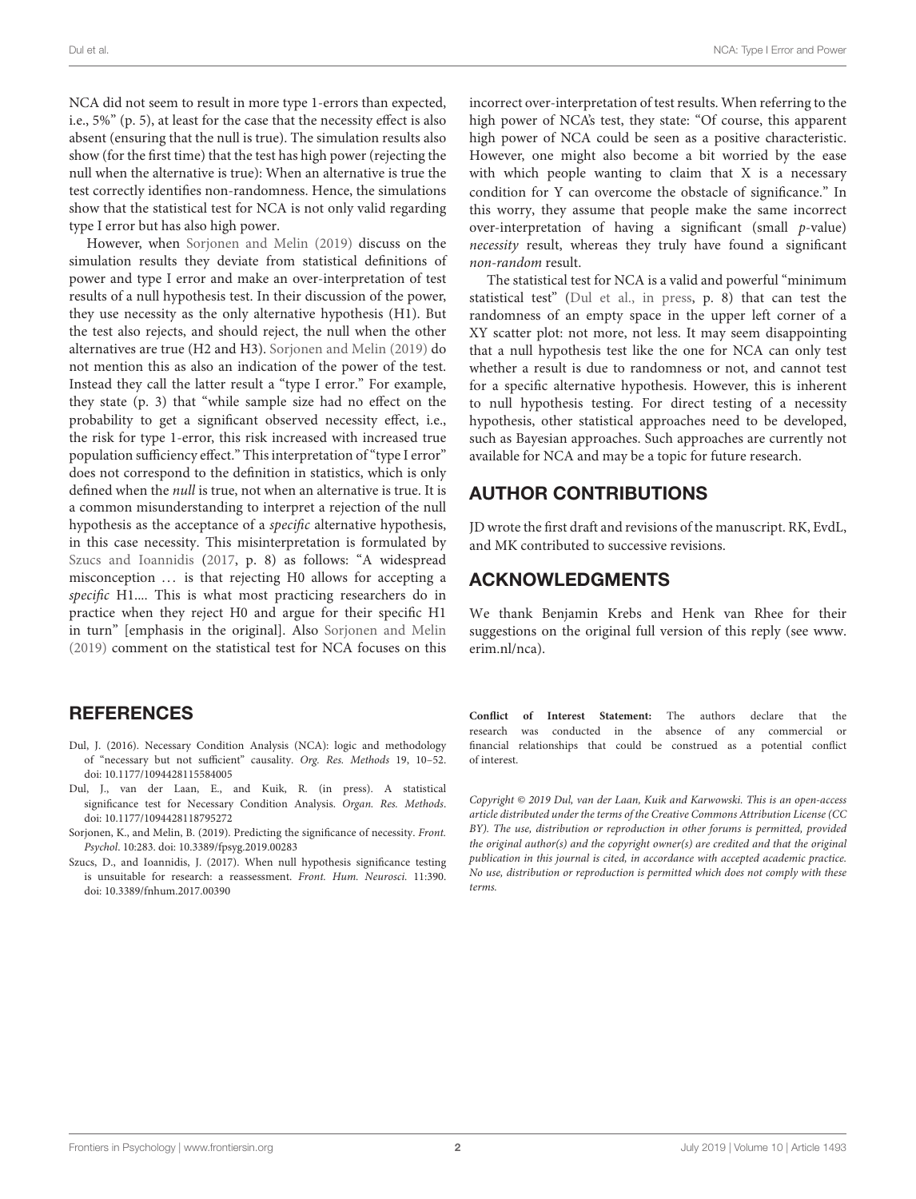NCA did not seem to result in more type 1-errors than expected, i.e., 5%" (p. 5), at least for the case that the necessity effect is also absent (ensuring that the null is true). The simulation results also show (for the first time) that the test has high power (rejecting the null when the alternative is true): When an alternative is true the test correctly identifies non-randomness. Hence, the simulations show that the statistical test for NCA is not only valid regarding type I error but has also high power.

However, when Sorjonen and Melin (2019) discuss on the simulation results they deviate from statistical definitions of power and type I error and make an over-interpretation of test results of a null hypothesis test. In their discussion of the power, they use necessity as the only alternative hypothesis (H1). But the test also rejects, and should reject, the null when the other alternatives are true (H2 and H3). Sorjonen and Melin (2019) do not mention this as also an indication of the power of the test. Instead they call the latter result a "type I error." For example, they state (p. 3) that "while sample size had no effect on the probability to get a significant observed necessity effect, i.e., the risk for type 1-error, this risk increased with increased true population sufficiency effect." This interpretation of "type I error" does not correspond to the definition in statistics, which is only defined when the *null* is true, not when an alternative is true. It is a common misunderstanding to interpret a rejection of the null hypothesis as the acceptance of a *specific* alternative hypothesis, in this case necessity. This misinterpretation is formulated by Szucs and Ioannidis (2017, p. 8) as follows: "A widespread misconception … is that rejecting H0 allows for accepting a *specific* H1.... This is what most practicing researchers do in practice when they reject H0 and argue for their specific H1 in turn" [emphasis in the original]. Also Sorjonen and Melin (2019) comment on the statistical test for NCA focuses on this incorrect over-interpretation of test results. When referring to the high power of NCA's test, they state: "Of course, this apparent high power of NCA could be seen as a positive characteristic. However, one might also become a bit worried by the ease with which people wanting to claim that X is a necessary condition for Y can overcome the obstacle of significance." In this worry, they assume that people make the same incorrect over-interpretation of having a significant (small *p*-value) *necessity* result, whereas they truly have found a significant *non-random* result.

The statistical test for NCA is a valid and powerful "minimum statistical test" (Dul et al., in press, p. 8) that can test the randomness of an empty space in the upper left corner of a XY scatter plot: not more, not less. It may seem disappointing that a null hypothesis test like the one for NCA can only test whether a result is due to randomness or not, and cannot test for a specific alternative hypothesis. However, this is inherent to null hypothesis testing. For direct testing of a necessity hypothesis, other statistical approaches need to be developed, such as Bayesian approaches. Such approaches are currently not available for NCA and may be a topic for future research.

## AUTHOR CONTRIBUTIONS

JD wrote the first draft and revisions of the manuscript. RK, EvdL, and MK contributed to successive revisions.

## ACKNOWLEDGMENTS

We thank Benjamin Krebs and Henk van Rhee for their suggestions on the original full version of this reply (see www.erim.nl/nca).

## REFERENCES

- Dul, J. (2016). Necessary Condition Analysis (NCA): logic and methodology of "necessary but not sufficient" causality. *Org. Res. Methods* 19, 10–52. doi: 10.1177/1094428115584005
- Dul, J., van der Laan, E., and Kuik, R. (in press). A statistical significance test for Necessary Condition Analysis. *Organ. Res. Methods*. doi: 10.1177/1094428118795272
- Sorjonen, K., and Melin, B. (2019). Predicting the significance of necessity. *Front. Psychol*. 10:283. doi: 10.3389/fpsyg.2019.00283
- Szucs, D., and Ioannidis, J. (2017). When null hypothesis significance testing is unsuitable for research: a reassessment. *Front. Hum. Neurosci.* 11:390. doi: 10.3389/fnhum.2017.00390

**Conflict of Interest Statement:** The authors declare that the research was conducted in the absence of any commercial or financial relationships that could be construed as a potential conflict of interest.

*Copyright © 2019 Dul, van der Laan, Kuik and Karwowski. This is an open-access article distributed under the terms of the Creative Commons Attribution License (CC BY). The use, distribution or reproduction in other forums is permitted, provided the original author(s) and the copyright owner(s) are credited and that the original publication in this journal is cited, in accordance with accepted academic practice. No use, distribution or reproduction is permitted which does not comply with these terms.*